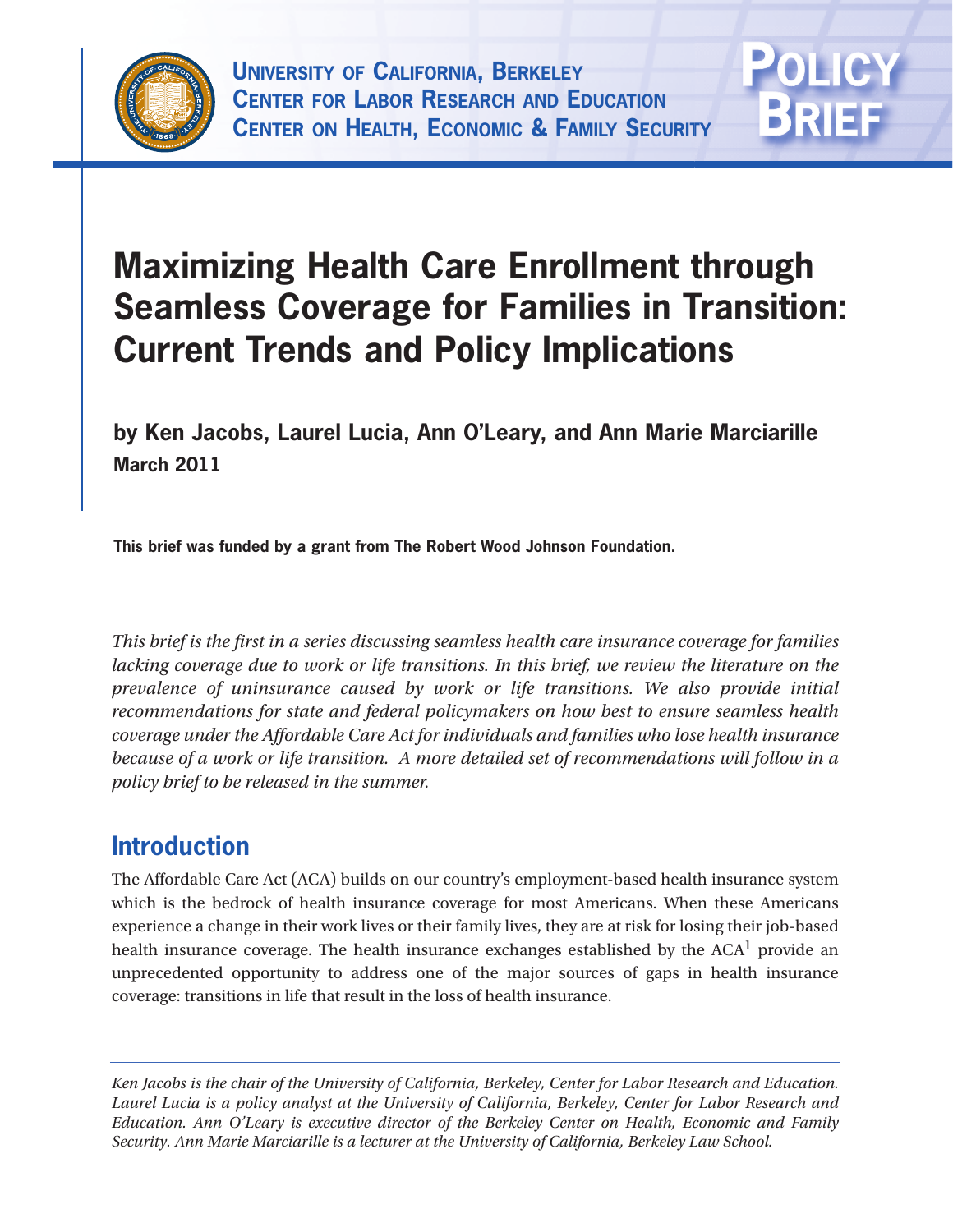University of California, Berkeley
Center for Labor Research and Education
Center on Health, Economic & Family Security

Policy Brief

# Maximizing Health Care Enrollment through Seamless Coverage for Families in Transition: Current Trends and Policy Implications

**by Ken Jacobs, Laurel Lucia, Ann O'Leary, and Ann Marie Marciarille**
**March 2011**

**This brief was funded by a grant from The Robert Wood Johnson Foundation.**

*This brief is the first in a series discussing seamless health care insurance coverage for families lacking coverage due to work or life transitions. In this brief, we review the literature on the prevalence of uninsurance caused by work or life transitions. We also provide initial recommendations for state and federal policymakers on how best to ensure seamless health coverage under the Affordable Care Act for individuals and families who lose health insurance because of a work or life transition. A more detailed set of recommendations will follow in a policy brief to be released in the summer.*

## Introduction

The Affordable Care Act (ACA) builds on our country's employment-based health insurance system which is the bedrock of health insurance coverage for most Americans. When these Americans experience a change in their work lives or their family lives, they are at risk for losing their job-based health insurance coverage. The health insurance exchanges established by the ACA[1] provide an unprecedented opportunity to address one of the major sources of gaps in health insurance coverage: transitions in life that result in the loss of health insurance.

---

*Ken Jacobs is the chair of the University of California, Berkeley, Center for Labor Research and Education. Laurel Lucia is a policy analyst at the University of California, Berkeley, Center for Labor Research and Education. Ann O'Leary is executive director of the Berkeley Center on Health, Economic and Family Security. Ann Marie Marciarille is a lecturer at the University of California, Berkeley Law School.*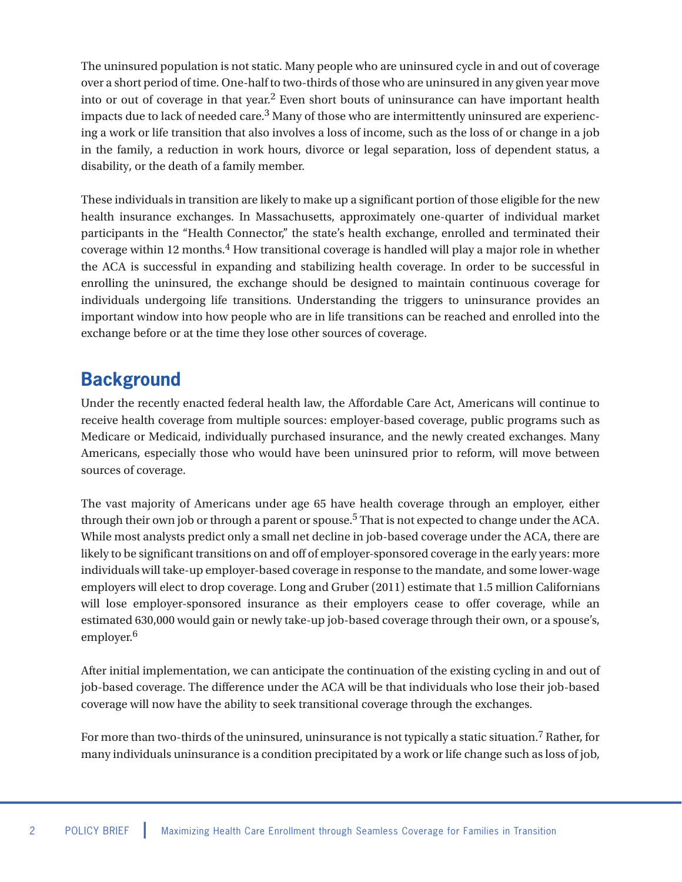The uninsured population is not static. Many people who are uninsured cycle in and out of coverage over a short period of time. One-half to two-thirds of those who are uninsured in any given year move into or out of coverage in that year.[2] Even short bouts of uninsurance can have important health impacts due to lack of needed care.[3] Many of those who are intermittently uninsured are experiencing a work or life transition that also involves a loss of income, such as the loss of or change in a job in the family, a reduction in work hours, divorce or legal separation, loss of dependent status, a disability, or the death of a family member.

These individuals in transition are likely to make up a significant portion of those eligible for the new health insurance exchanges. In Massachusetts, approximately one-quarter of individual market participants in the "Health Connector," the state's health exchange, enrolled and terminated their coverage within 12 months.[4] How transitional coverage is handled will play a major role in whether the ACA is successful in expanding and stabilizing health coverage. In order to be successful in enrolling the uninsured, the exchange should be designed to maintain continuous coverage for individuals undergoing life transitions. Understanding the triggers to uninsurance provides an important window into how people who are in life transitions can be reached and enrolled into the exchange before or at the time they lose other sources of coverage.

## Background

Under the recently enacted federal health law, the Affordable Care Act, Americans will continue to receive health coverage from multiple sources: employer-based coverage, public programs such as Medicare or Medicaid, individually purchased insurance, and the newly created exchanges. Many Americans, especially those who would have been uninsured prior to reform, will move between sources of coverage.

The vast majority of Americans under age 65 have health coverage through an employer, either through their own job or through a parent or spouse.[5] That is not expected to change under the ACA. While most analysts predict only a small net decline in job-based coverage under the ACA, there are likely to be significant transitions on and off of employer-sponsored coverage in the early years: more individuals will take-up employer-based coverage in response to the mandate, and some lower-wage employers will elect to drop coverage. Long and Gruber (2011) estimate that 1.5 million Californians will lose employer-sponsored insurance as their employers cease to offer coverage, while an estimated 630,000 would gain or newly take-up job-based coverage through their own, or a spouse's, employer.[6]

After initial implementation, we can anticipate the continuation of the existing cycling in and out of job-based coverage. The difference under the ACA will be that individuals who lose their job-based coverage will now have the ability to seek transitional coverage through the exchanges.

For more than two-thirds of the uninsured, uninsurance is not typically a static situation.[7] Rather, for many individuals uninsurance is a condition precipitated by a work or life change such as loss of job,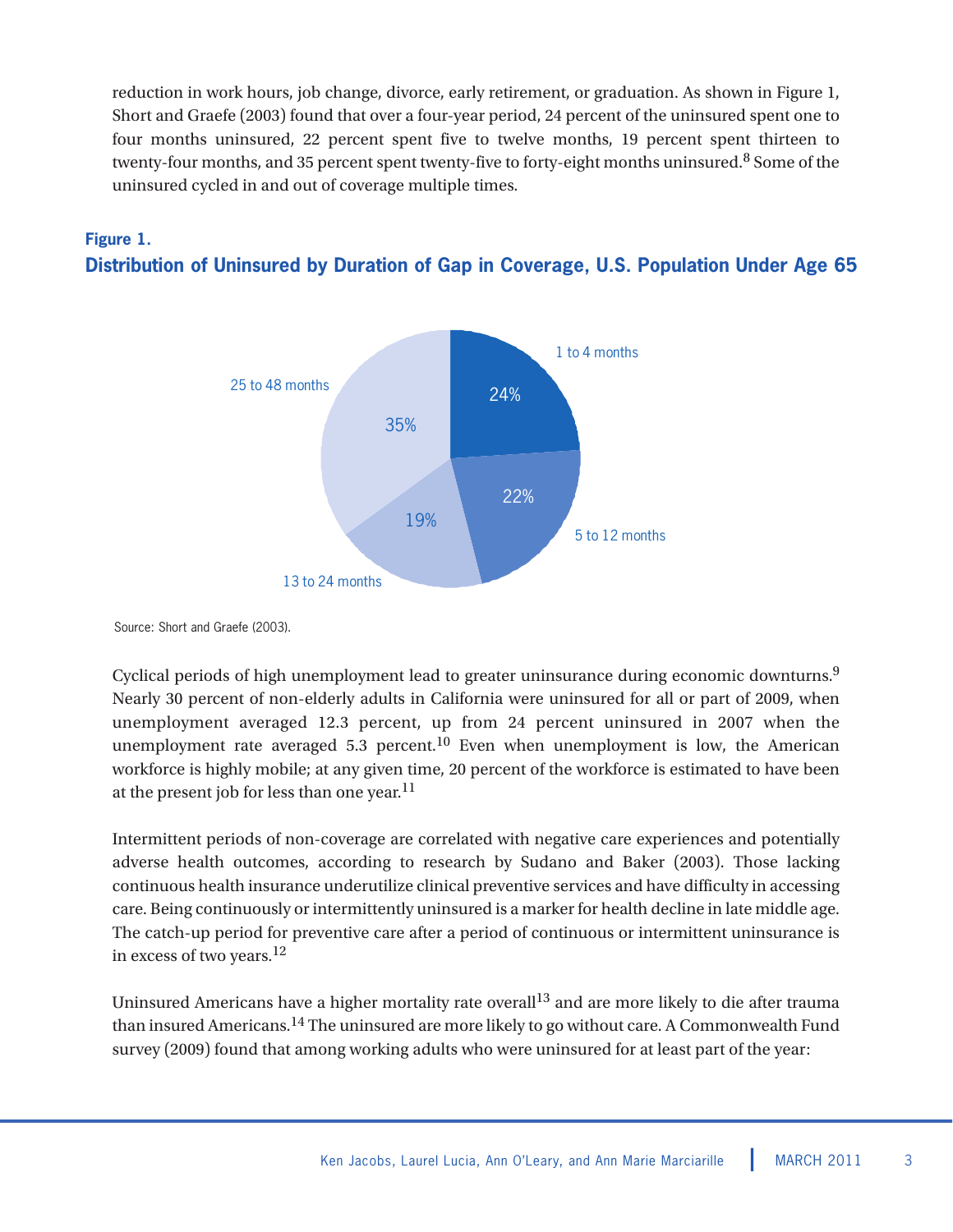reduction in work hours, job change, divorce, early retirement, or graduation. As shown in Figure 1, Short and Graefe (2003) found that over a four-year period, 24 percent of the uninsured spent one to four months uninsured, 22 percent spent five to twelve months, 19 percent spent thirteen to twenty-four months, and 35 percent spent twenty-five to forty-eight months uninsured.[8] Some of the uninsured cycled in and out of coverage multiple times.

**Figure 1.**

**Distribution of Uninsured by Duration of Gap in Coverage, U.S. Population Under Age 65**

| Duration | Percent |
|---|---|
| 1 to 4 months | 24% |
| 5 to 12 months | 22% |
| 13 to 24 months | 19% |
| 25 to 48 months | 35% |

Source: Short and Graefe (2003).

Cyclical periods of high unemployment lead to greater uninsurance during economic downturns.[9] Nearly 30 percent of non-elderly adults in California were uninsured for all or part of 2009, when unemployment averaged 12.3 percent, up from 24 percent uninsured in 2007 when the unemployment rate averaged 5.3 percent.[10] Even when unemployment is low, the American workforce is highly mobile; at any given time, 20 percent of the workforce is estimated to have been at the present job for less than one year.[11]

Intermittent periods of non-coverage are correlated with negative care experiences and potentially adverse health outcomes, according to research by Sudano and Baker (2003). Those lacking continuous health insurance underutilize clinical preventive services and have difficulty in accessing care. Being continuously or intermittently uninsured is a marker for health decline in late middle age. The catch-up period for preventive care after a period of continuous or intermittent uninsurance is in excess of two years.[12]

Uninsured Americans have a higher mortality rate overall[13] and are more likely to die after trauma than insured Americans.[14] The uninsured are more likely to go without care. A Commonwealth Fund survey (2009) found that among working adults who were uninsured for at least part of the year: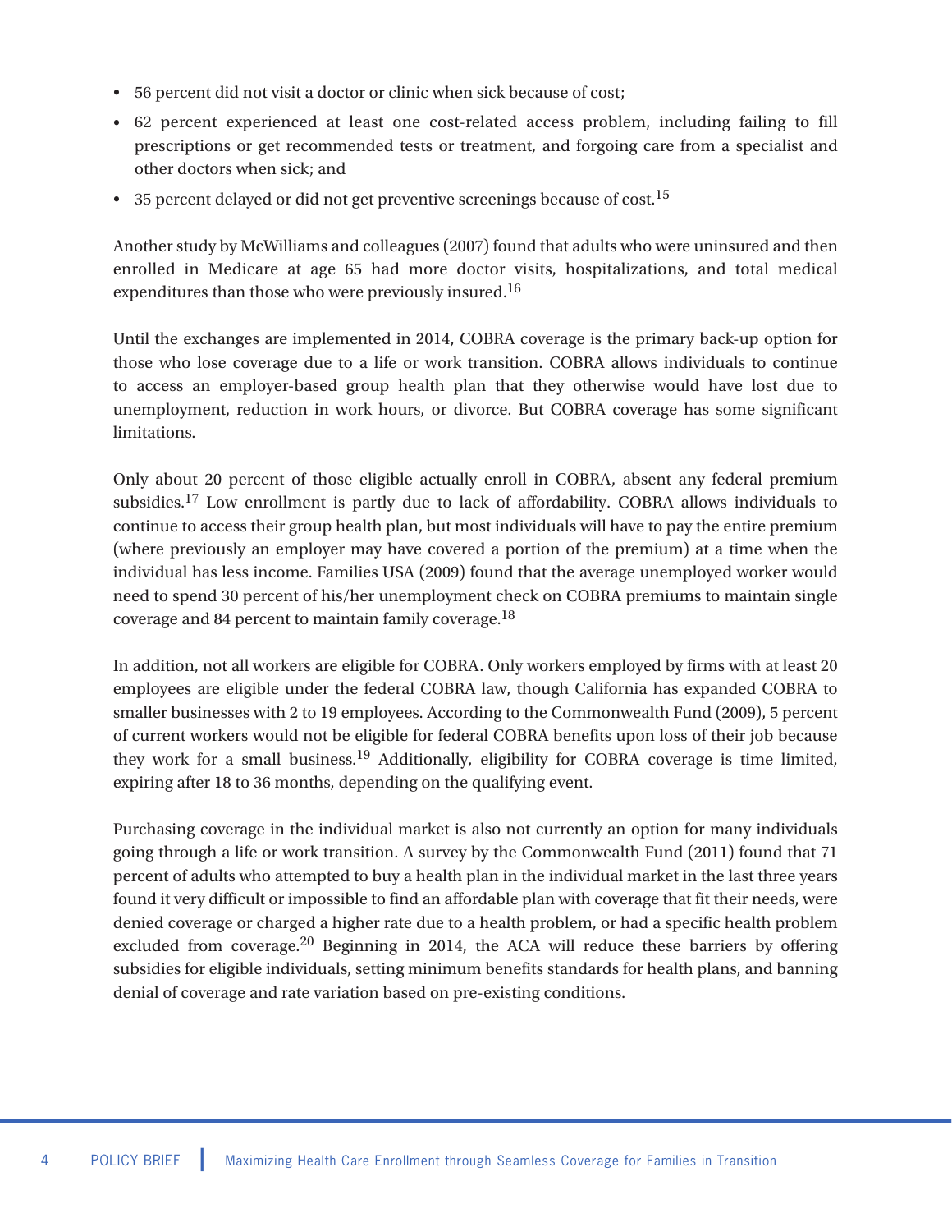- 56 percent did not visit a doctor or clinic when sick because of cost;
- 62 percent experienced at least one cost-related access problem, including failing to fill prescriptions or get recommended tests or treatment, and forgoing care from a specialist and other doctors when sick; and
- 35 percent delayed or did not get preventive screenings because of cost.[15]

Another study by McWilliams and colleagues (2007) found that adults who were uninsured and then enrolled in Medicare at age 65 had more doctor visits, hospitalizations, and total medical expenditures than those who were previously insured.[16]

Until the exchanges are implemented in 2014, COBRA coverage is the primary back-up option for those who lose coverage due to a life or work transition. COBRA allows individuals to continue to access an employer-based group health plan that they otherwise would have lost due to unemployment, reduction in work hours, or divorce. But COBRA coverage has some significant limitations.

Only about 20 percent of those eligible actually enroll in COBRA, absent any federal premium subsidies.[17] Low enrollment is partly due to lack of affordability. COBRA allows individuals to continue to access their group health plan, but most individuals will have to pay the entire premium (where previously an employer may have covered a portion of the premium) at a time when the individual has less income. Families USA (2009) found that the average unemployed worker would need to spend 30 percent of his/her unemployment check on COBRA premiums to maintain single coverage and 84 percent to maintain family coverage.[18]

In addition, not all workers are eligible for COBRA. Only workers employed by firms with at least 20 employees are eligible under the federal COBRA law, though California has expanded COBRA to smaller businesses with 2 to 19 employees. According to the Commonwealth Fund (2009), 5 percent of current workers would not be eligible for federal COBRA benefits upon loss of their job because they work for a small business.[19] Additionally, eligibility for COBRA coverage is time limited, expiring after 18 to 36 months, depending on the qualifying event.

Purchasing coverage in the individual market is also not currently an option for many individuals going through a life or work transition. A survey by the Commonwealth Fund (2011) found that 71 percent of adults who attempted to buy a health plan in the individual market in the last three years found it very difficult or impossible to find an affordable plan with coverage that fit their needs, were denied coverage or charged a higher rate due to a health problem, or had a specific health problem excluded from coverage.[20] Beginning in 2014, the ACA will reduce these barriers by offering subsidies for eligible individuals, setting minimum benefits standards for health plans, and banning denial of coverage and rate variation based on pre-existing conditions.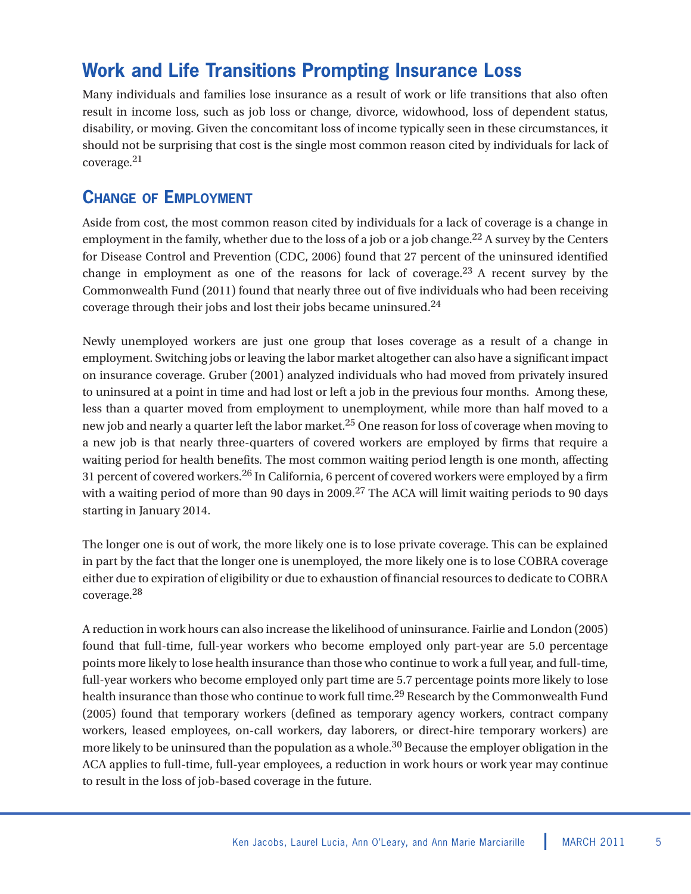## Work and Life Transitions Prompting Insurance Loss

Many individuals and families lose insurance as a result of work or life transitions that also often result in income loss, such as job loss or change, divorce, widowhood, loss of dependent status, disability, or moving. Given the concomitant loss of income typically seen in these circumstances, it should not be surprising that cost is the single most common reason cited by individuals for lack of coverage.[21]

### Change of Employment

Aside from cost, the most common reason cited by individuals for a lack of coverage is a change in employment in the family, whether due to the loss of a job or a job change.[22] A survey by the Centers for Disease Control and Prevention (CDC, 2006) found that 27 percent of the uninsured identified change in employment as one of the reasons for lack of coverage.[23] A recent survey by the Commonwealth Fund (2011) found that nearly three out of five individuals who had been receiving coverage through their jobs and lost their jobs became uninsured.[24]

Newly unemployed workers are just one group that loses coverage as a result of a change in employment. Switching jobs or leaving the labor market altogether can also have a significant impact on insurance coverage. Gruber (2001) analyzed individuals who had moved from privately insured to uninsured at a point in time and had lost or left a job in the previous four months. Among these, less than a quarter moved from employment to unemployment, while more than half moved to a new job and nearly a quarter left the labor market.[25] One reason for loss of coverage when moving to a new job is that nearly three-quarters of covered workers are employed by firms that require a waiting period for health benefits. The most common waiting period length is one month, affecting 31 percent of covered workers.[26] In California, 6 percent of covered workers were employed by a firm with a waiting period of more than 90 days in 2009.[27] The ACA will limit waiting periods to 90 days starting in January 2014.

The longer one is out of work, the more likely one is to lose private coverage. This can be explained in part by the fact that the longer one is unemployed, the more likely one is to lose COBRA coverage either due to expiration of eligibility or due to exhaustion of financial resources to dedicate to COBRA coverage.[28]

A reduction in work hours can also increase the likelihood of uninsurance. Fairlie and London (2005) found that full-time, full-year workers who become employed only part-year are 5.0 percentage points more likely to lose health insurance than those who continue to work a full year, and full-time, full-year workers who become employed only part time are 5.7 percentage points more likely to lose health insurance than those who continue to work full time.[29] Research by the Commonwealth Fund (2005) found that temporary workers (defined as temporary agency workers, contract company workers, leased employees, on-call workers, day laborers, or direct-hire temporary workers) are more likely to be uninsured than the population as a whole.[30] Because the employer obligation in the ACA applies to full-time, full-year employees, a reduction in work hours or work year may continue to result in the loss of job-based coverage in the future.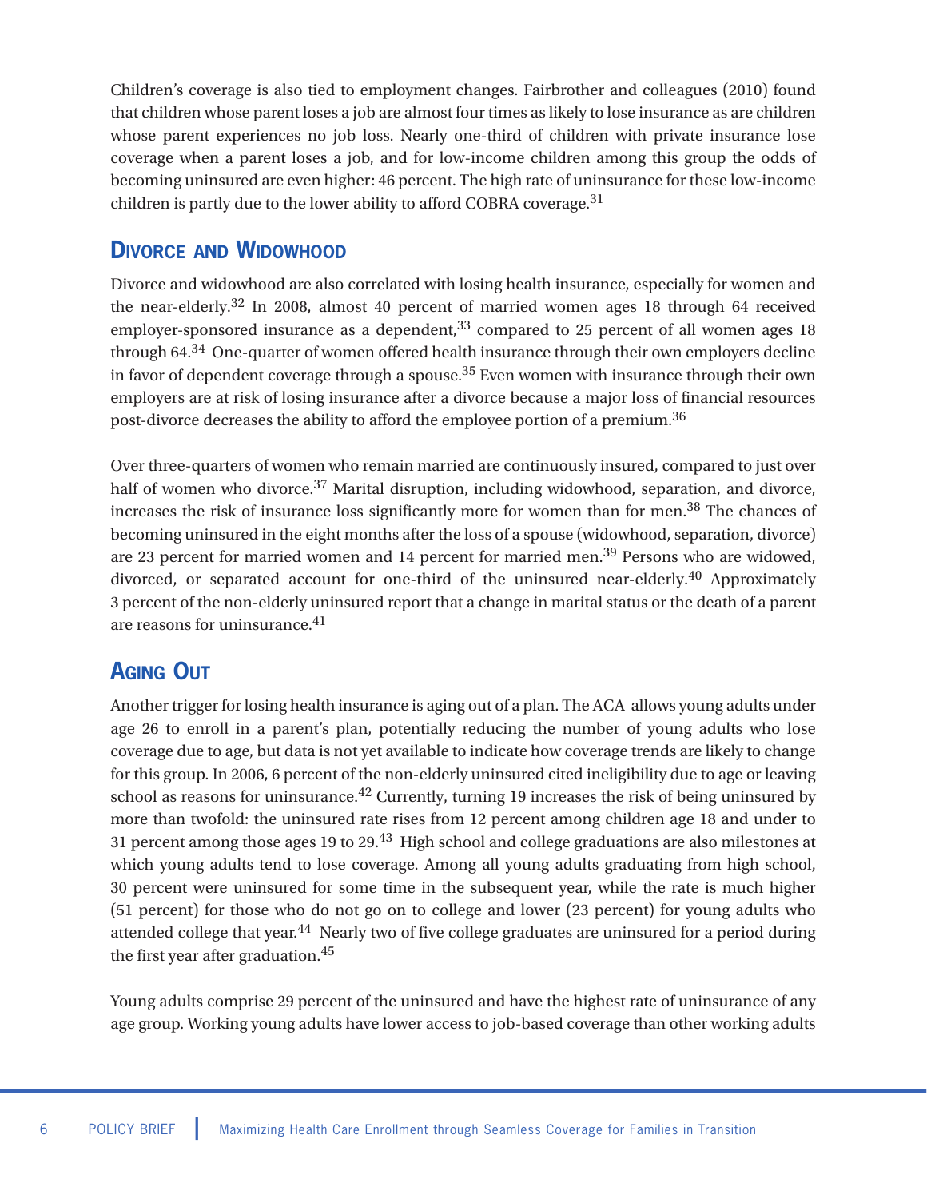Children's coverage is also tied to employment changes. Fairbrother and colleagues (2010) found that children whose parent loses a job are almost four times as likely to lose insurance as are children whose parent experiences no job loss. Nearly one-third of children with private insurance lose coverage when a parent loses a job, and for low-income children among this group the odds of becoming uninsured are even higher: 46 percent. The high rate of uninsurance for these low-income children is partly due to the lower ability to afford COBRA coverage.[31]

## Divorce and Widowhood

Divorce and widowhood are also correlated with losing health insurance, especially for women and the near-elderly.[32] In 2008, almost 40 percent of married women ages 18 through 64 received employer-sponsored insurance as a dependent,[33] compared to 25 percent of all women ages 18 through 64.[34] One-quarter of women offered health insurance through their own employers decline in favor of dependent coverage through a spouse.[35] Even women with insurance through their own employers are at risk of losing insurance after a divorce because a major loss of financial resources post-divorce decreases the ability to afford the employee portion of a premium.[36]

Over three-quarters of women who remain married are continuously insured, compared to just over half of women who divorce.[37] Marital disruption, including widowhood, separation, and divorce, increases the risk of insurance loss significantly more for women than for men.[38] The chances of becoming uninsured in the eight months after the loss of a spouse (widowhood, separation, divorce) are 23 percent for married women and 14 percent for married men.[39] Persons who are widowed, divorced, or separated account for one-third of the uninsured near-elderly.[40] Approximately 3 percent of the non-elderly uninsured report that a change in marital status or the death of a parent are reasons for uninsurance.[41]

## Aging Out

Another trigger for losing health insurance is aging out of a plan. The ACA allows young adults under age 26 to enroll in a parent's plan, potentially reducing the number of young adults who lose coverage due to age, but data is not yet available to indicate how coverage trends are likely to change for this group. In 2006, 6 percent of the non-elderly uninsured cited ineligibility due to age or leaving school as reasons for uninsurance.[42] Currently, turning 19 increases the risk of being uninsured by more than twofold: the uninsured rate rises from 12 percent among children age 18 and under to 31 percent among those ages 19 to 29.[43] High school and college graduations are also milestones at which young adults tend to lose coverage. Among all young adults graduating from high school, 30 percent were uninsured for some time in the subsequent year, while the rate is much higher (51 percent) for those who do not go on to college and lower (23 percent) for young adults who attended college that year.[44] Nearly two of five college graduates are uninsured for a period during the first year after graduation.[45]

Young adults comprise 29 percent of the uninsured and have the highest rate of uninsurance of any age group. Working young adults have lower access to job-based coverage than other working adults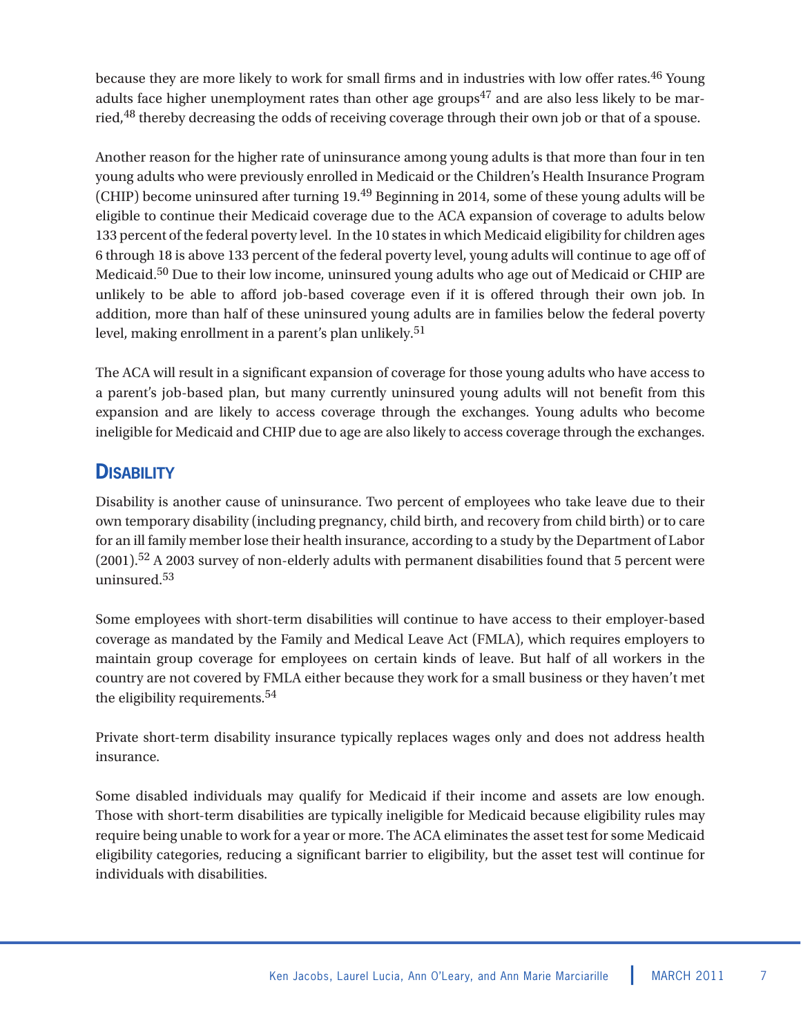because they are more likely to work for small firms and in industries with low offer rates.[46] Young adults face higher unemployment rates than other age groups[47] and are also less likely to be married,[48] thereby decreasing the odds of receiving coverage through their own job or that of a spouse.

Another reason for the higher rate of uninsurance among young adults is that more than four in ten young adults who were previously enrolled in Medicaid or the Children's Health Insurance Program (CHIP) become uninsured after turning 19.[49] Beginning in 2014, some of these young adults will be eligible to continue their Medicaid coverage due to the ACA expansion of coverage to adults below 133 percent of the federal poverty level. In the 10 states in which Medicaid eligibility for children ages 6 through 18 is above 133 percent of the federal poverty level, young adults will continue to age off of Medicaid.[50] Due to their low income, uninsured young adults who age out of Medicaid or CHIP are unlikely to be able to afford job-based coverage even if it is offered through their own job. In addition, more than half of these uninsured young adults are in families below the federal poverty level, making enrollment in a parent's plan unlikely.[51]

The ACA will result in a significant expansion of coverage for those young adults who have access to a parent's job-based plan, but many currently uninsured young adults will not benefit from this expansion and are likely to access coverage through the exchanges. Young adults who become ineligible for Medicaid and CHIP due to age are also likely to access coverage through the exchanges.

## Disability

Disability is another cause of uninsurance. Two percent of employees who take leave due to their own temporary disability (including pregnancy, child birth, and recovery from child birth) or to care for an ill family member lose their health insurance, according to a study by the Department of Labor (2001).[52] A 2003 survey of non-elderly adults with permanent disabilities found that 5 percent were uninsured.[53]

Some employees with short-term disabilities will continue to have access to their employer-based coverage as mandated by the Family and Medical Leave Act (FMLA), which requires employers to maintain group coverage for employees on certain kinds of leave. But half of all workers in the country are not covered by FMLA either because they work for a small business or they haven't met the eligibility requirements.[54]

Private short-term disability insurance typically replaces wages only and does not address health insurance.

Some disabled individuals may qualify for Medicaid if their income and assets are low enough. Those with short-term disabilities are typically ineligible for Medicaid because eligibility rules may require being unable to work for a year or more. The ACA eliminates the asset test for some Medicaid eligibility categories, reducing a significant barrier to eligibility, but the asset test will continue for individuals with disabilities.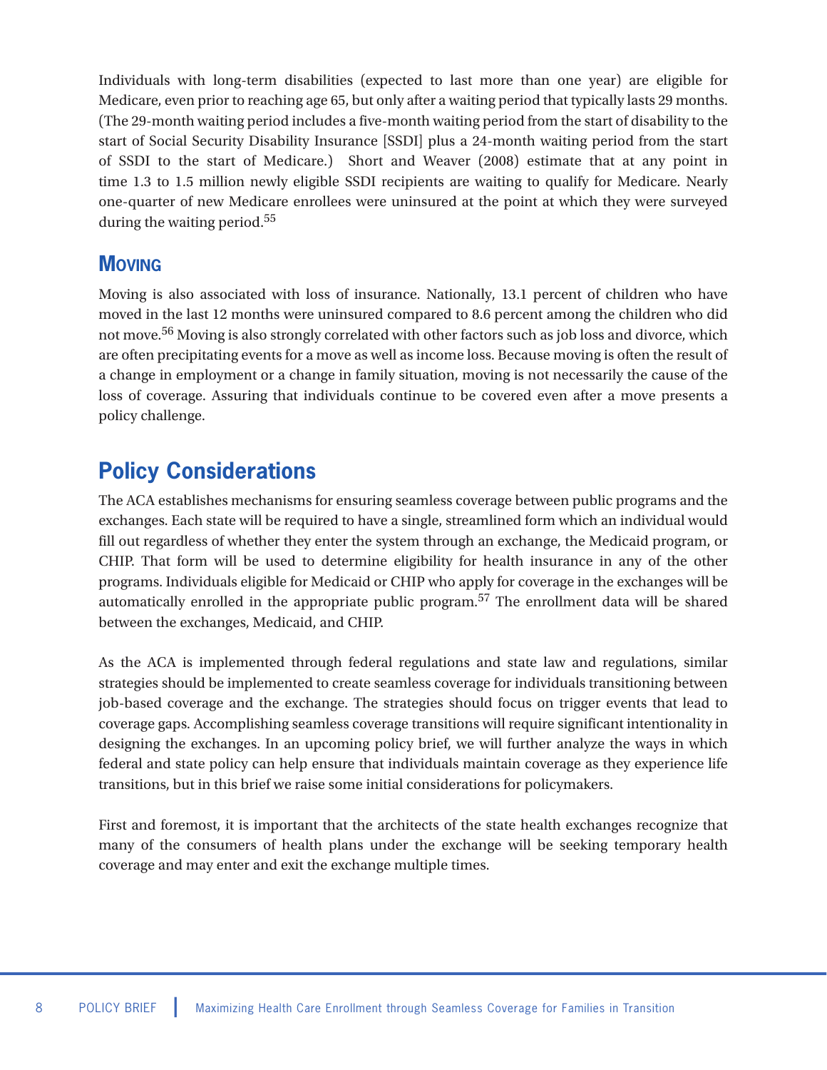Individuals with long-term disabilities (expected to last more than one year) are eligible for Medicare, even prior to reaching age 65, but only after a waiting period that typically lasts 29 months. (The 29-month waiting period includes a five-month waiting period from the start of disability to the start of Social Security Disability Insurance [SSDI] plus a 24-month waiting period from the start of SSDI to the start of Medicare.) Short and Weaver (2008) estimate that at any point in time 1.3 to 1.5 million newly eligible SSDI recipients are waiting to qualify for Medicare. Nearly one-quarter of new Medicare enrollees were uninsured at the point at which they were surveyed during the waiting period.[55]

### Moving

Moving is also associated with loss of insurance. Nationally, 13.1 percent of children who have moved in the last 12 months were uninsured compared to 8.6 percent among the children who did not move.[56] Moving is also strongly correlated with other factors such as job loss and divorce, which are often precipitating events for a move as well as income loss. Because moving is often the result of a change in employment or a change in family situation, moving is not necessarily the cause of the loss of coverage. Assuring that individuals continue to be covered even after a move presents a policy challenge.

## Policy Considerations

The ACA establishes mechanisms for ensuring seamless coverage between public programs and the exchanges. Each state will be required to have a single, streamlined form which an individual would fill out regardless of whether they enter the system through an exchange, the Medicaid program, or CHIP. That form will be used to determine eligibility for health insurance in any of the other programs. Individuals eligible for Medicaid or CHIP who apply for coverage in the exchanges will be automatically enrolled in the appropriate public program.[57] The enrollment data will be shared between the exchanges, Medicaid, and CHIP.

As the ACA is implemented through federal regulations and state law and regulations, similar strategies should be implemented to create seamless coverage for individuals transitioning between job-based coverage and the exchange. The strategies should focus on trigger events that lead to coverage gaps. Accomplishing seamless coverage transitions will require significant intentionality in designing the exchanges. In an upcoming policy brief, we will further analyze the ways in which federal and state policy can help ensure that individuals maintain coverage as they experience life transitions, but in this brief we raise some initial considerations for policymakers.

First and foremost, it is important that the architects of the state health exchanges recognize that many of the consumers of health plans under the exchange will be seeking temporary health coverage and may enter and exit the exchange multiple times.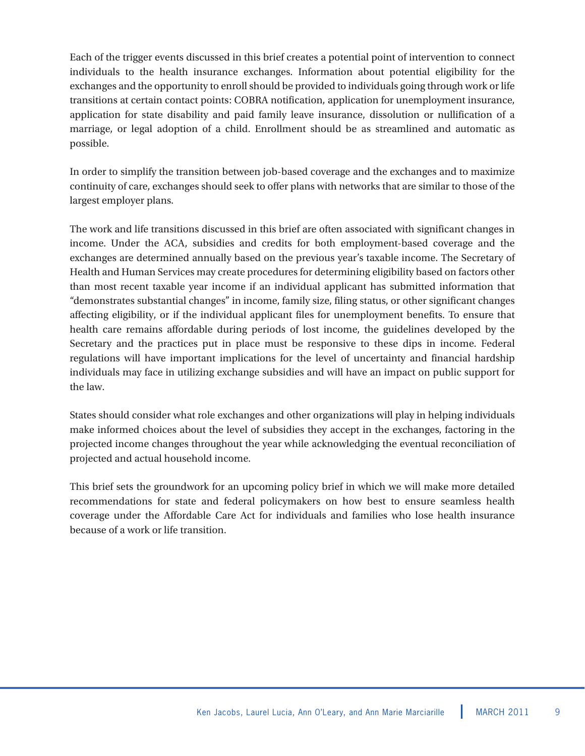Each of the trigger events discussed in this brief creates a potential point of intervention to connect individuals to the health insurance exchanges. Information about potential eligibility for the exchanges and the opportunity to enroll should be provided to individuals going through work or life transitions at certain contact points: COBRA notification, application for unemployment insurance, application for state disability and paid family leave insurance, dissolution or nullification of a marriage, or legal adoption of a child. Enrollment should be as streamlined and automatic as possible.

In order to simplify the transition between job-based coverage and the exchanges and to maximize continuity of care, exchanges should seek to offer plans with networks that are similar to those of the largest employer plans.

The work and life transitions discussed in this brief are often associated with significant changes in income. Under the ACA, subsidies and credits for both employment-based coverage and the exchanges are determined annually based on the previous year's taxable income. The Secretary of Health and Human Services may create procedures for determining eligibility based on factors other than most recent taxable year income if an individual applicant has submitted information that "demonstrates substantial changes" in income, family size, filing status, or other significant changes affecting eligibility, or if the individual applicant files for unemployment benefits. To ensure that health care remains affordable during periods of lost income, the guidelines developed by the Secretary and the practices put in place must be responsive to these dips in income. Federal regulations will have important implications for the level of uncertainty and financial hardship individuals may face in utilizing exchange subsidies and will have an impact on public support for the law.

States should consider what role exchanges and other organizations will play in helping individuals make informed choices about the level of subsidies they accept in the exchanges, factoring in the projected income changes throughout the year while acknowledging the eventual reconciliation of projected and actual household income.

This brief sets the groundwork for an upcoming policy brief in which we will make more detailed recommendations for state and federal policymakers on how best to ensure seamless health coverage under the Affordable Care Act for individuals and families who lose health insurance because of a work or life transition.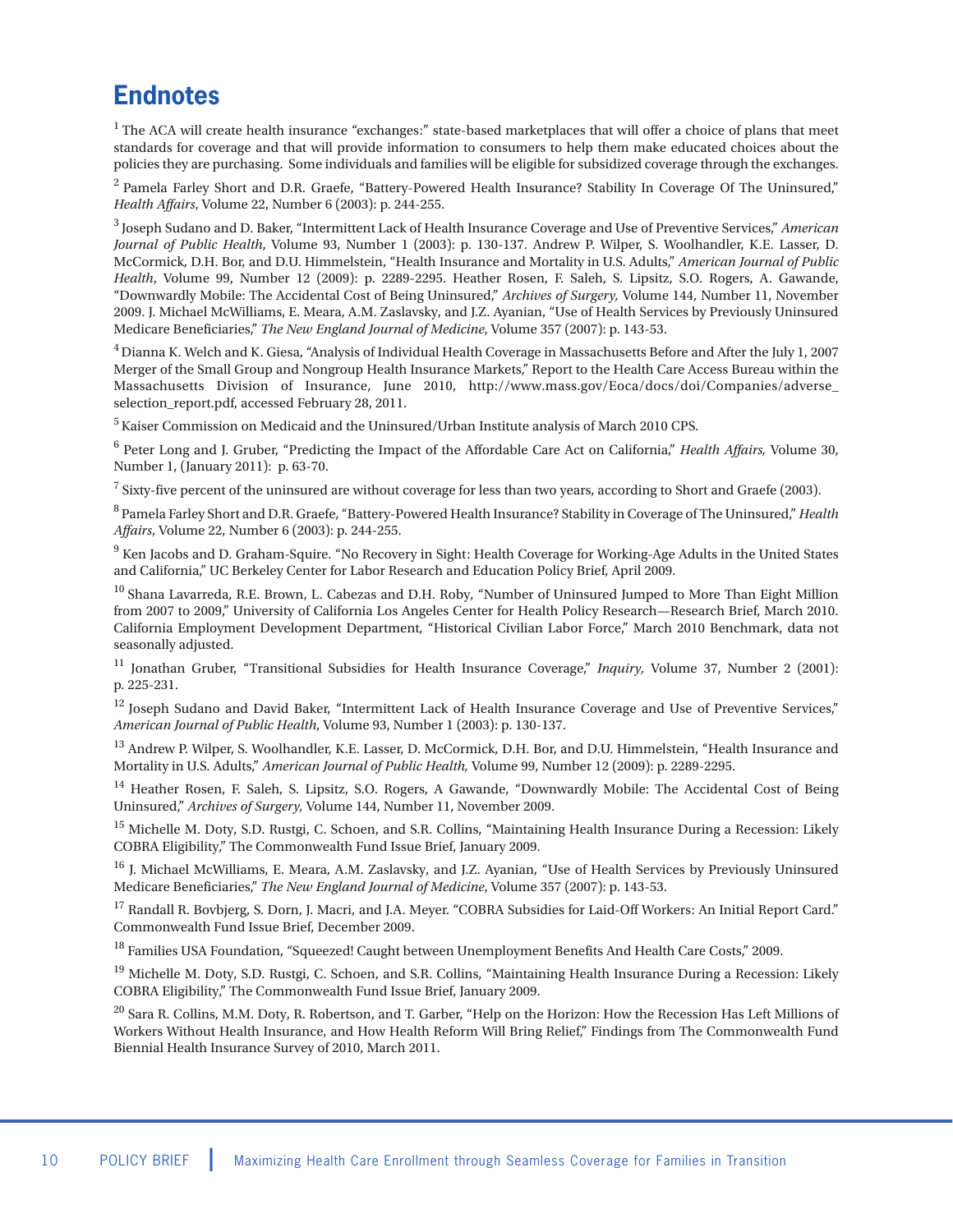## Endnotes

[1] The ACA will create health insurance "exchanges:" state-based marketplaces that will offer a choice of plans that meet standards for coverage and that will provide information to consumers to help them make educated choices about the policies they are purchasing. Some individuals and families will be eligible for subsidized coverage through the exchanges.

[2] Pamela Farley Short and D.R. Graefe, "Battery-Powered Health Insurance? Stability In Coverage Of The Uninsured," *Health Affairs*, Volume 22, Number 6 (2003): p. 244-255.

[3] Joseph Sudano and D. Baker, "Intermittent Lack of Health Insurance Coverage and Use of Preventive Services," *American Journal of Public Health*, Volume 93, Number 1 (2003): p. 130-137. Andrew P. Wilper, S. Woolhandler, K.E. Lasser, D. McCormick, D.H. Bor, and D.U. Himmelstein, "Health Insurance and Mortality in U.S. Adults," *American Journal of Public Health*, Volume 99, Number 12 (2009): p. 2289-2295. Heather Rosen, F. Saleh, S. Lipsitz, S.O. Rogers, A. Gawande, "Downwardly Mobile: The Accidental Cost of Being Uninsured," *Archives of Surgery,* Volume 144, Number 11, November 2009. J. Michael McWilliams, E. Meara, A.M. Zaslavsky, and J.Z. Ayanian, "Use of Health Services by Previously Uninsured Medicare Beneficiaries," *The New England Journal of Medicine*, Volume 357 (2007): p. 143-53.

[4] Dianna K. Welch and K. Giesa, "Analysis of Individual Health Coverage in Massachusetts Before and After the July 1, 2007 Merger of the Small Group and Nongroup Health Insurance Markets," Report to the Health Care Access Bureau within the Massachusetts Division of Insurance, June 2010, http://www.mass.gov/Eoca/docs/doi/Companies/adverse_selection_report.pdf, accessed February 28, 2011.

[5] Kaiser Commission on Medicaid and the Uninsured/Urban Institute analysis of March 2010 CPS.

[6] Peter Long and J. Gruber, "Predicting the Impact of the Affordable Care Act on California," *Health Affairs,* Volume 30, Number 1, (January 2011): p. 63-70.

[7] Sixty-five percent of the uninsured are without coverage for less than two years, according to Short and Graefe (2003).

[8] Pamela Farley Short and D.R. Graefe, "Battery-Powered Health Insurance? Stability in Coverage of The Uninsured," *Health Affairs*, Volume 22, Number 6 (2003): p. 244-255.

[9] Ken Jacobs and D. Graham-Squire. "No Recovery in Sight: Health Coverage for Working-Age Adults in the United States and California," UC Berkeley Center for Labor Research and Education Policy Brief, April 2009.

[10] Shana Lavarreda, R.E. Brown, L. Cabezas and D.H. Roby, "Number of Uninsured Jumped to More Than Eight Million from 2007 to 2009," University of California Los Angeles Center for Health Policy Research—Research Brief, March 2010. California Employment Development Department, "Historical Civilian Labor Force," March 2010 Benchmark, data not seasonally adjusted.

[11] Jonathan Gruber, "Transitional Subsidies for Health Insurance Coverage," *Inquiry,* Volume 37, Number 2 (2001): p. 225-231.

[12] Joseph Sudano and David Baker, "Intermittent Lack of Health Insurance Coverage and Use of Preventive Services," *American Journal of Public Health*, Volume 93, Number 1 (2003): p. 130-137.

[13] Andrew P. Wilper, S. Woolhandler, K.E. Lasser, D. McCormick, D.H. Bor, and D.U. Himmelstein, "Health Insurance and Mortality in U.S. Adults," *American Journal of Public Health,* Volume 99, Number 12 (2009): p. 2289-2295.

[14] Heather Rosen, F. Saleh, S. Lipsitz, S.O. Rogers, A Gawande, "Downwardly Mobile: The Accidental Cost of Being Uninsured," *Archives of Surgery,* Volume 144, Number 11, November 2009.

[15] Michelle M. Doty, S.D. Rustgi, C. Schoen, and S.R. Collins, "Maintaining Health Insurance During a Recession: Likely COBRA Eligibility," The Commonwealth Fund Issue Brief, January 2009.

[16] J. Michael McWilliams, E. Meara, A.M. Zaslavsky, and J.Z. Ayanian, "Use of Health Services by Previously Uninsured Medicare Beneficiaries," *The New England Journal of Medicine*, Volume 357 (2007): p. 143-53.

[17] Randall R. Bovbjerg, S. Dorn, J. Macri, and J.A. Meyer. "COBRA Subsidies for Laid-Off Workers: An Initial Report Card." Commonwealth Fund Issue Brief, December 2009.

[18] Families USA Foundation, "Squeezed! Caught between Unemployment Benefits And Health Care Costs," 2009.

[19] Michelle M. Doty, S.D. Rustgi, C. Schoen, and S.R. Collins, "Maintaining Health Insurance During a Recession: Likely COBRA Eligibility," The Commonwealth Fund Issue Brief, January 2009.

[20] Sara R. Collins, M.M. Doty, R. Robertson, and T. Garber, "Help on the Horizon: How the Recession Has Left Millions of Workers Without Health Insurance, and How Health Reform Will Bring Relief," Findings from The Commonwealth Fund Biennial Health Insurance Survey of 2010, March 2011.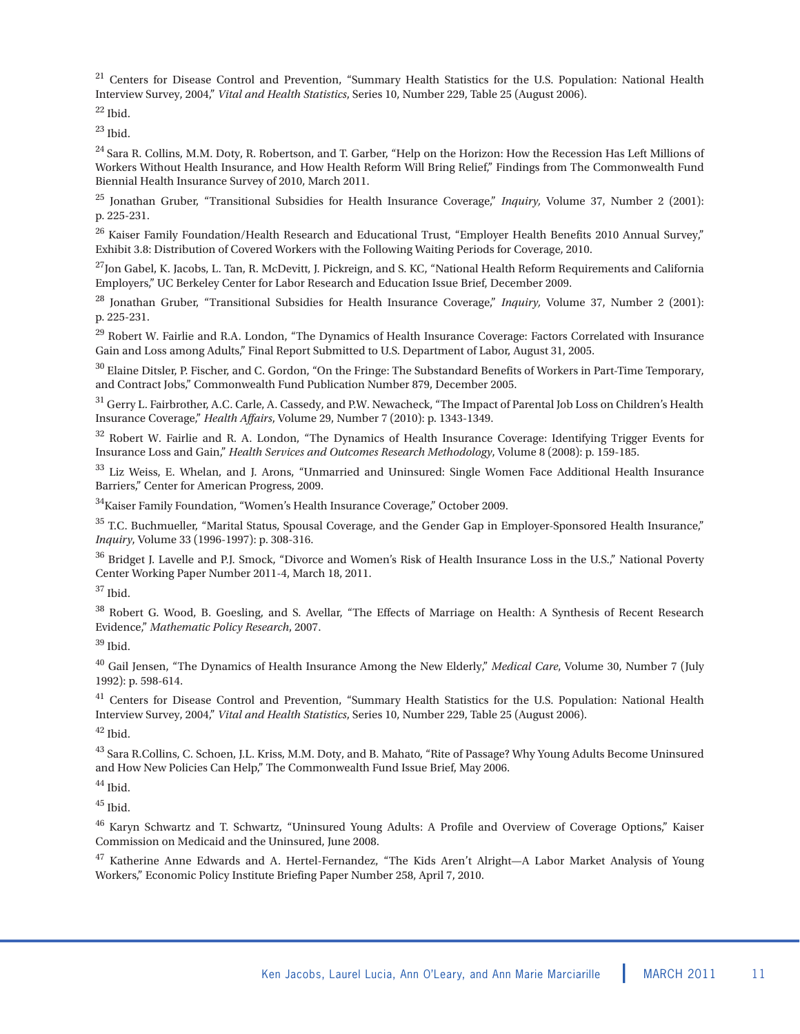[21] Centers for Disease Control and Prevention, "Summary Health Statistics for the U.S. Population: National Health Interview Survey, 2004," *Vital and Health Statistics*, Series 10, Number 229, Table 25 (August 2006).

[22] Ibid.

[23] Ibid.

[24] Sara R. Collins, M.M. Doty, R. Robertson, and T. Garber, "Help on the Horizon: How the Recession Has Left Millions of Workers Without Health Insurance, and How Health Reform Will Bring Relief," Findings from The Commonwealth Fund Biennial Health Insurance Survey of 2010, March 2011.

[25] Jonathan Gruber, "Transitional Subsidies for Health Insurance Coverage," *Inquiry,* Volume 37, Number 2 (2001): p. 225-231.

[26] Kaiser Family Foundation/Health Research and Educational Trust, "Employer Health Benefits 2010 Annual Survey," Exhibit 3.8: Distribution of Covered Workers with the Following Waiting Periods for Coverage, 2010.

[27] Jon Gabel, K. Jacobs, L. Tan, R. McDevitt, J. Pickreign, and S. KC, "National Health Reform Requirements and California Employers," UC Berkeley Center for Labor Research and Education Issue Brief, December 2009.

[28] Jonathan Gruber, "Transitional Subsidies for Health Insurance Coverage," *Inquiry,* Volume 37, Number 2 (2001): p. 225-231.

[29] Robert W. Fairlie and R.A. London, "The Dynamics of Health Insurance Coverage: Factors Correlated with Insurance Gain and Loss among Adults," Final Report Submitted to U.S. Department of Labor, August 31, 2005.

[30] Elaine Ditsler, P. Fischer, and C. Gordon, "On the Fringe: The Substandard Benefits of Workers in Part-Time Temporary, and Contract Jobs," Commonwealth Fund Publication Number 879, December 2005.

[31] Gerry L. Fairbrother, A.C. Carle, A. Cassedy, and P.W. Newacheck, "The Impact of Parental Job Loss on Children's Health Insurance Coverage," *Health Affairs*, Volume 29, Number 7 (2010): p. 1343-1349.

[32] Robert W. Fairlie and R. A. London, "The Dynamics of Health Insurance Coverage: Identifying Trigger Events for Insurance Loss and Gain," *Health Services and Outcomes Research Methodology*, Volume 8 (2008): p. 159-185.

[33] Liz Weiss, E. Whelan, and J. Arons, "Unmarried and Uninsured: Single Women Face Additional Health Insurance Barriers," Center for American Progress, 2009.

[34] Kaiser Family Foundation, "Women's Health Insurance Coverage," October 2009.

[35] T.C. Buchmueller, "Marital Status, Spousal Coverage, and the Gender Gap in Employer-Sponsored Health Insurance," *Inquiry*, Volume 33 (1996-1997): p. 308-316.

[36] Bridget J. Lavelle and P.J. Smock, "Divorce and Women's Risk of Health Insurance Loss in the U.S.," National Poverty Center Working Paper Number 2011-4, March 18, 2011.

[37] Ibid.

[38] Robert G. Wood, B. Goesling, and S. Avellar, "The Effects of Marriage on Health: A Synthesis of Recent Research Evidence," *Mathematic Policy Research*, 2007.

[39] Ibid.

[40] Gail Jensen, "The Dynamics of Health Insurance Among the New Elderly," *Medical Care*, Volume 30, Number 7 (July 1992): p. 598-614.

[41] Centers for Disease Control and Prevention, "Summary Health Statistics for the U.S. Population: National Health Interview Survey, 2004," *Vital and Health Statistics*, Series 10, Number 229, Table 25 (August 2006).

[42] Ibid.

[43] Sara R.Collins, C. Schoen, J.L. Kriss, M.M. Doty, and B. Mahato, "Rite of Passage? Why Young Adults Become Uninsured and How New Policies Can Help," The Commonwealth Fund Issue Brief, May 2006.

[44] Ibid.

[45] Ibid.

[46] Karyn Schwartz and T. Schwartz, "Uninsured Young Adults: A Profile and Overview of Coverage Options," Kaiser Commission on Medicaid and the Uninsured, June 2008.

[47] Katherine Anne Edwards and A. Hertel-Fernandez, "The Kids Aren't Alright—A Labor Market Analysis of Young Workers," Economic Policy Institute Briefing Paper Number 258, April 7, 2010.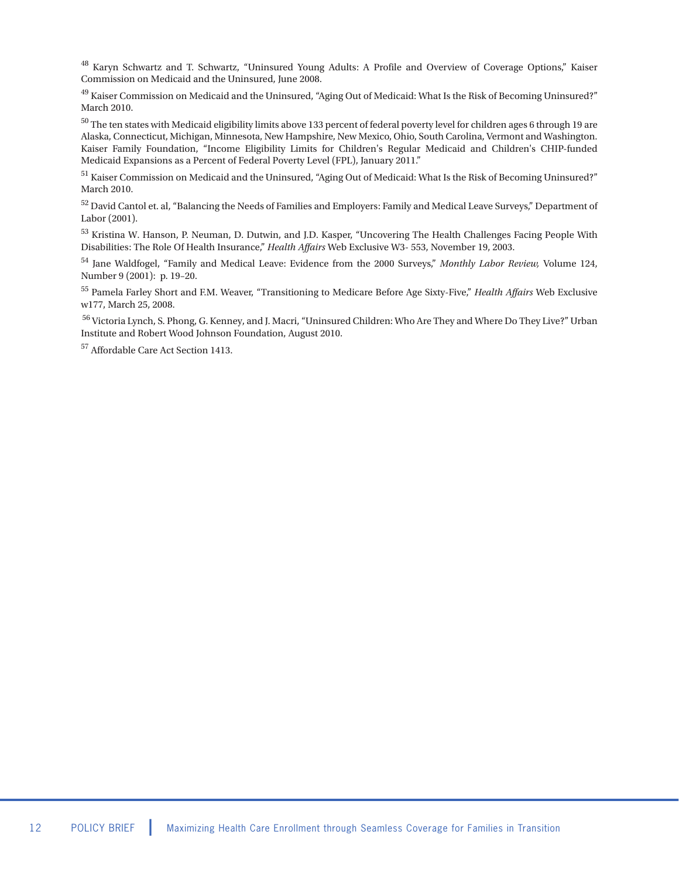[48] Karyn Schwartz and T. Schwartz, "Uninsured Young Adults: A Profile and Overview of Coverage Options," Kaiser Commission on Medicaid and the Uninsured, June 2008.

[49] Kaiser Commission on Medicaid and the Uninsured, "Aging Out of Medicaid: What Is the Risk of Becoming Uninsured?" March 2010.

[50] The ten states with Medicaid eligibility limits above 133 percent of federal poverty level for children ages 6 through 19 are Alaska, Connecticut, Michigan, Minnesota, New Hampshire, New Mexico, Ohio, South Carolina, Vermont and Washington. Kaiser Family Foundation, "Income Eligibility Limits for Children's Regular Medicaid and Children's CHIP-funded Medicaid Expansions as a Percent of Federal Poverty Level (FPL), January 2011."

[51] Kaiser Commission on Medicaid and the Uninsured, "Aging Out of Medicaid: What Is the Risk of Becoming Uninsured?" March 2010.

[52] David Cantol et. al, "Balancing the Needs of Families and Employers: Family and Medical Leave Surveys," Department of Labor (2001).

[53] Kristina W. Hanson, P. Neuman, D. Dutwin, and J.D. Kasper, "Uncovering The Health Challenges Facing People With Disabilities: The Role Of Health Insurance," *Health Affairs* Web Exclusive W3- 553, November 19, 2003.

[54] Jane Waldfogel, "Family and Medical Leave: Evidence from the 2000 Surveys," *Monthly Labor Review,* Volume 124, Number 9 (2001): p. 19–20.

[55] Pamela Farley Short and F.M. Weaver, "Transitioning to Medicare Before Age Sixty-Five," *Health Affairs* Web Exclusive w177, March 25, 2008.

[56] Victoria Lynch, S. Phong, G. Kenney, and J. Macri, "Uninsured Children: Who Are They and Where Do They Live?" Urban Institute and Robert Wood Johnson Foundation, August 2010.

[57] Affordable Care Act Section 1413.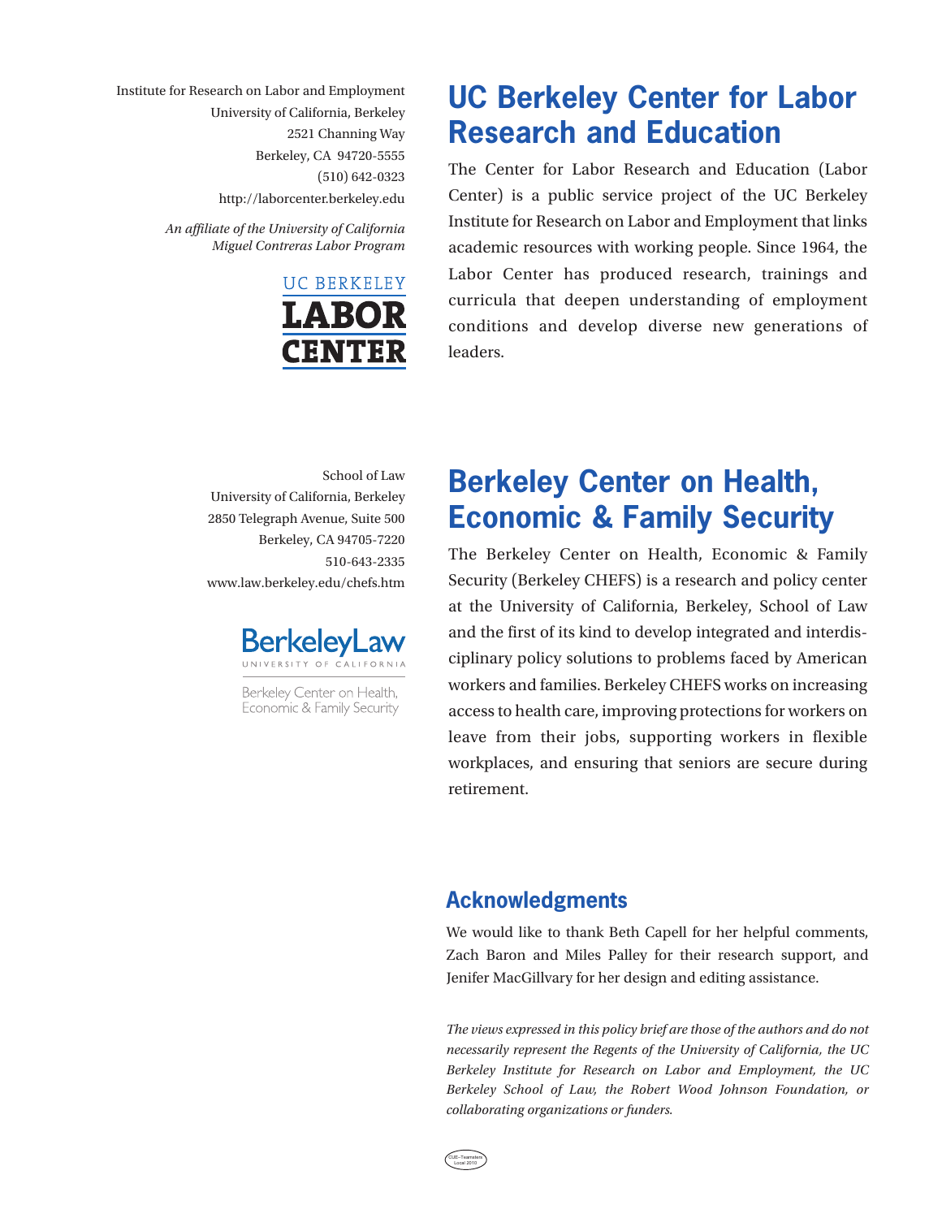Institute for Research on Labor and Employment
University of California, Berkeley
2521 Channing Way
Berkeley, CA 94720-5555
(510) 642-0323
http://laborcenter.berkeley.edu

*An affiliate of the University of California Miguel Contreras Labor Program*

UC BERKELEY
LABOR
CENTER

## UC Berkeley Center for Labor Research and Education

The Center for Labor Research and Education (Labor Center) is a public service project of the UC Berkeley Institute for Research on Labor and Employment that links academic resources with working people. Since 1964, the Labor Center has produced research, trainings and curricula that deepen understanding of employment conditions and develop diverse new generations of leaders.

School of Law
University of California, Berkeley
2850 Telegraph Avenue, Suite 500
Berkeley, CA 94705-7220
510-643-2335
www.law.berkeley.edu/chefs.htm

BerkeleyLaw
UNIVERSITY OF CALIFORNIA
Berkeley Center on Health, Economic & Family Security

## Berkeley Center on Health, Economic & Family Security

The Berkeley Center on Health, Economic & Family Security (Berkeley CHEFS) is a research and policy center at the University of California, Berkeley, School of Law and the first of its kind to develop integrated and interdisciplinary policy solutions to problems faced by American workers and families. Berkeley CHEFS works on increasing access to health care, improving protections for workers on leave from their jobs, supporting workers in flexible workplaces, and ensuring that seniors are secure during retirement.

### Acknowledgments

We would like to thank Beth Capell for her helpful comments, Zach Baron and Miles Palley for their research support, and Jenifer MacGillvary for her design and editing assistance.

*The views expressed in this policy brief are those of the authors and do not necessarily represent the Regents of the University of California, the UC Berkeley Institute for Research on Labor and Employment, the UC Berkeley School of Law, the Robert Wood Johnson Foundation, or collaborating organizations or funders.*

CUE-Teamsters Local 2010